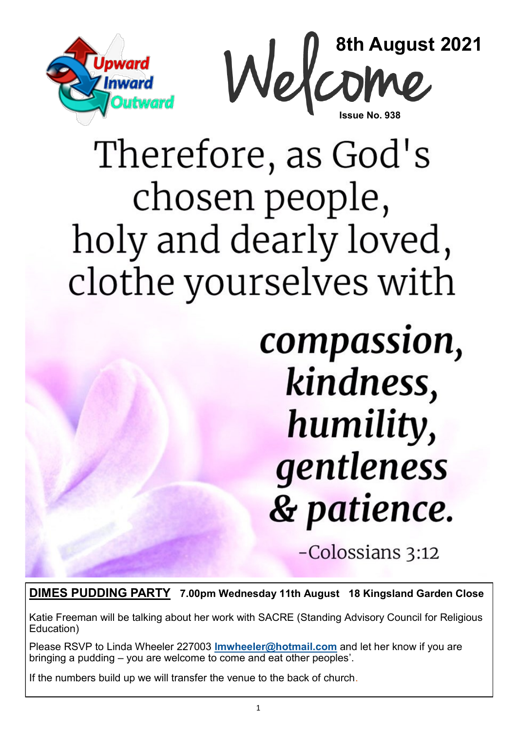Upward Inward Outward

# Welcome

**8th August 2021**

**Issue No. 938**

Therefore, as God's chosen people, holy and dearly loved, clothe yourselves with

***compassion, kindness, humility, gentleness & patience.***

-Colossians 3:12

**DIMES PUDDING PARTY** **7.00pm Wednesday 11th August 18 Kingsland Garden Close**

Katie Freeman will be talking about her work with SACRE (Standing Advisory Council for Religious Education)

Please RSVP to Linda Wheeler 227003 **lmwheeler@hotmail.com** and let her know if you are bringing a pudding – you are welcome to come and eat other peoples'.

If the numbers build up we will transfer the venue to the back of church.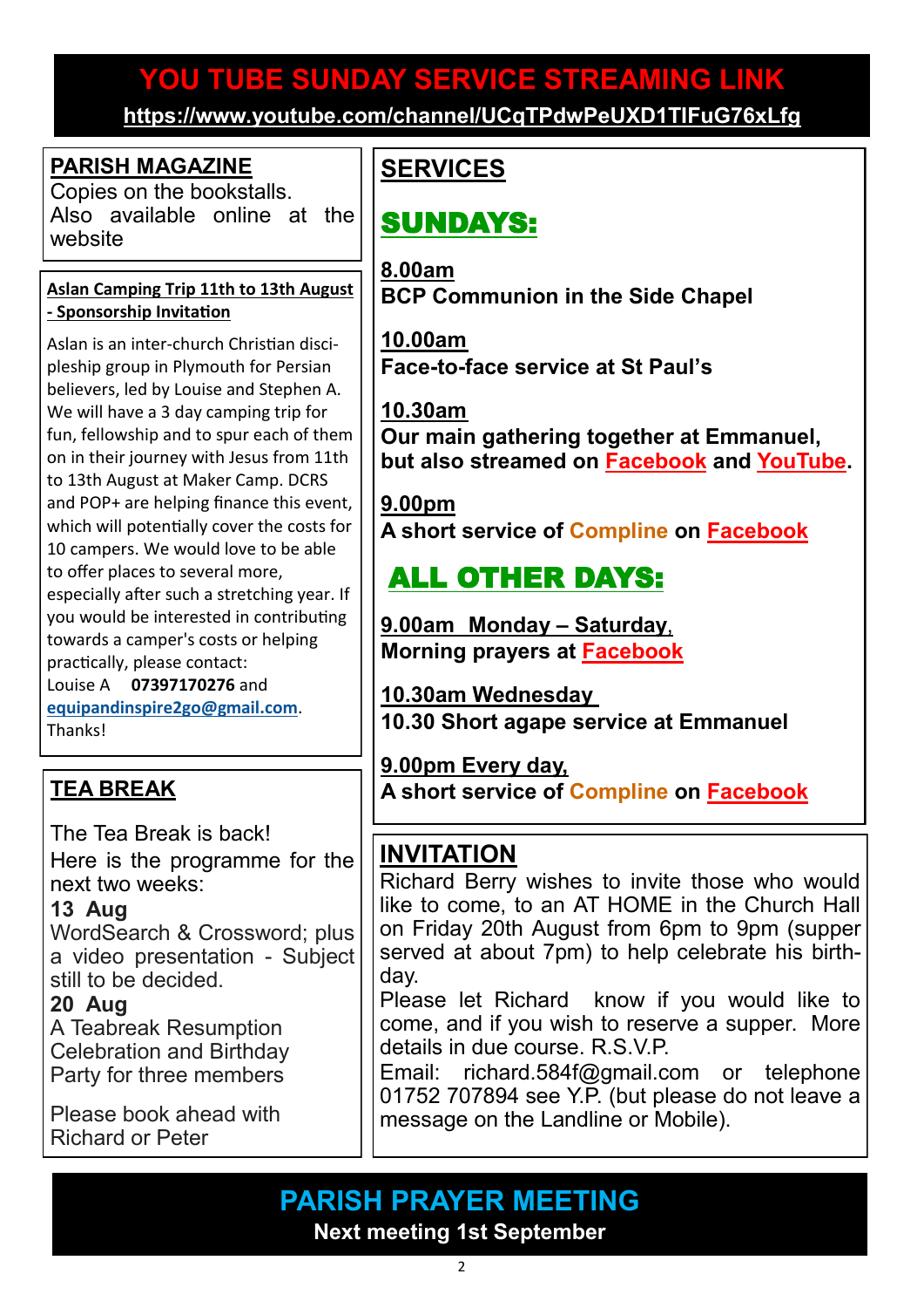# YOU TUBE SUNDAY SERVICE STREAMING LINK

**https://www.youtube.com/channel/UCqTPdwPeUXD1TIFuG76xLfg**

## PARISH MAGAZINE

Copies on the bookstalls.
Also available online at the website

## Aslan Camping Trip 11th to 13th August - Sponsorship Invitation

Aslan is an inter-church Christian discipleship group in Plymouth for Persian believers, led by Louise and Stephen A. We will have a 3 day camping trip for fun, fellowship and to spur each of them on in their journey with Jesus from 11th to 13th August at Maker Camp. DCRS and POP+ are helping finance this event, which will potentially cover the costs for 10 campers. We would love to be able to offer places to several more, especially after such a stretching year. If you would be interested in contributing towards a camper's costs or helping practically, please contact:
Louise A **07397170276** and **equipandinspire2go@gmail.com**.
Thanks!

## TEA BREAK

The Tea Break is back!
Here is the programme for the next two weeks:

**13 Aug**
WordSearch & Crossword; plus a video presentation - Subject still to be decided.

**20 Aug**
A Teabreak Resumption Celebration and Birthday Party for three members

Please book ahead with Richard or Peter

## SERVICES

### SUNDAYS:

**8.00am**
**BCP Communion in the Side Chapel**

**10.00am**
**Face-to-face service at St Paul's**

**10.30am**
**Our main gathering together at Emmanuel, but also streamed on Facebook and YouTube.**

**9.00pm**
**A short service of Compline on Facebook**

### ALL OTHER DAYS:

**9.00am Monday – Saturday,**
**Morning prayers at Facebook**

**10.30am Wednesday**
**10.30 Short agape service at Emmanuel**

**9.00pm Every day,**
**A short service of Compline on Facebook**

## INVITATION

Richard Berry wishes to invite those who would like to come, to an AT HOME in the Church Hall on Friday 20th August from 6pm to 9pm (supper served at about 7pm) to help celebrate his birthday.
Please let Richard know if you would like to come, and if you wish to reserve a supper. More details in due course. R.S.V.P.
Email: richard.584f@gmail.com or telephone 01752 707894 see Y.P. (but please do not leave a message on the Landline or Mobile).

## PARISH PRAYER MEETING

**Next meeting 1st September**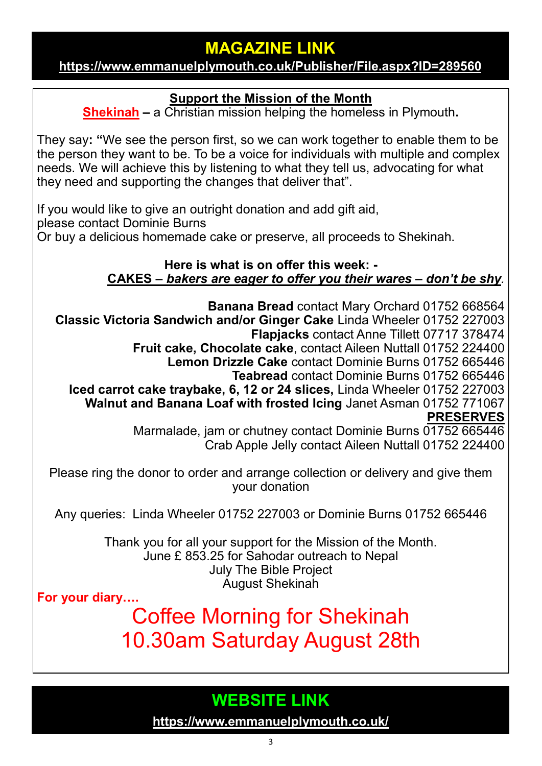## MAGAZINE LINK

**https://www.emmanuelplymouth.co.uk/Publisher/File.aspx?ID=289560**

### Support the Mission of the Month

**Shekinah** – a Christian mission helping the homeless in Plymouth**.**

They say**: "**We see the person first, so we can work together to enable them to be the person they want to be. To be a voice for individuals with multiple and complex needs. We will achieve this by listening to what they tell us, advocating for what they need and supporting the changes that deliver that".

If you would like to give an outright donation and add gift aid,
please contact Dominie Burns
Or buy a delicious homemade cake or preserve, all proceeds to Shekinah.

**Here is what is on offer this week: -**
**CAKES –** ***bakers are eager to offer you their wares – don't be shy***.

**Banana Bread** contact Mary Orchard 01752 668564
**Classic Victoria Sandwich and/or Ginger Cake** Linda Wheeler 01752 227003
**Flapjacks** contact Anne Tillett 07717 378474
**Fruit cake, Chocolate cake**, contact Aileen Nuttall 01752 224400
**Lemon Drizzle Cake** contact Dominie Burns 01752 665446
**Teabread** contact Dominie Burns 01752 665446
**Iced carrot cake traybake, 6, 12 or 24 slices,** Linda Wheeler 01752 227003
**Walnut and Banana Loaf with frosted Icing** Janet Asman 01752 771067

**PRESERVES**

Marmalade, jam or chutney contact Dominie Burns 01752 665446
Crab Apple Jelly contact Aileen Nuttall 01752 224400

Please ring the donor to order and arrange collection or delivery and give them your donation

Any queries: Linda Wheeler 01752 227003 or Dominie Burns 01752 665446

Thank you for all your support for the Mission of the Month.
June £ 853.25 for Sahodar outreach to Nepal
July The Bible Project
August Shekinah

**For your diary….**

## Coffee Morning for Shekinah
## 10.30am Saturday August 28th

## WEBSITE LINK

**https://www.emmanuelplymouth.co.uk/**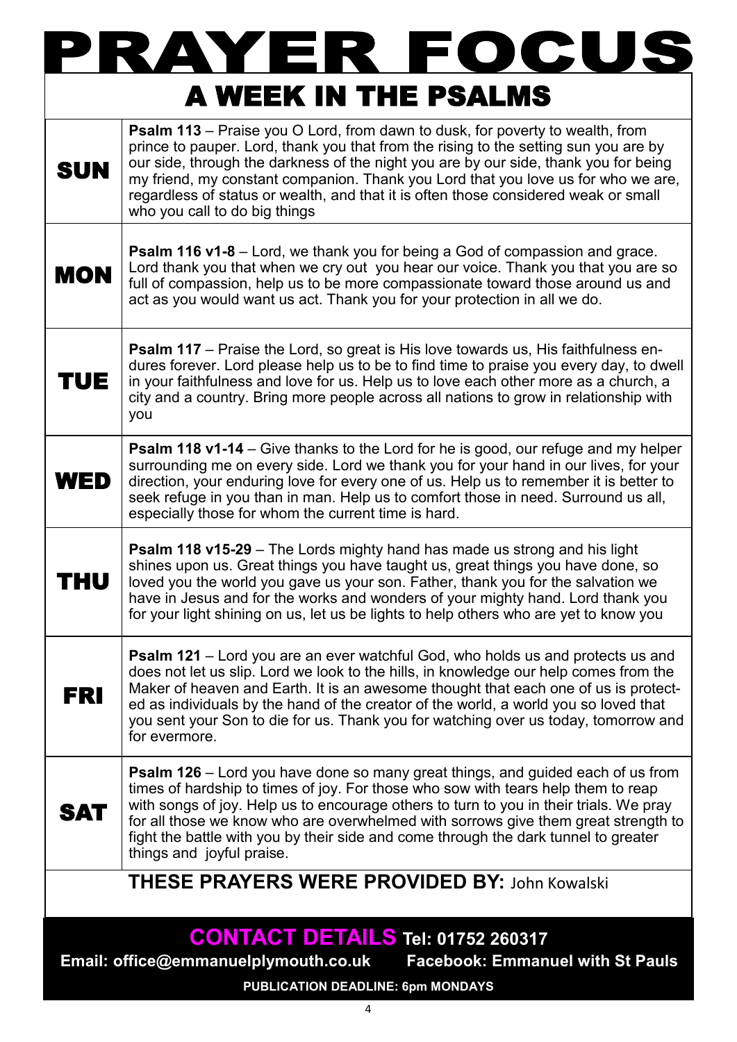# PRAYER FOCUS

## A WEEK IN THE PSALMS

| | |
|---|---|
| **SUN** | **Psalm 113** – Praise you O Lord, from dawn to dusk, for poverty to wealth, from prince to pauper. Lord, thank you that from the rising to the setting sun you are by our side, through the darkness of the night you are by our side, thank you for being my friend, my constant companion. Thank you Lord that you love us for who we are, regardless of status or wealth, and that it is often those considered weak or small who you call to do big things |
| **MON** | **Psalm 116 v1-8** – Lord, we thank you for being a God of compassion and grace. Lord thank you that when we cry out you hear our voice. Thank you that you are so full of compassion, help us to be more compassionate toward those around us and act as you would want us act. Thank you for your protection in all we do. |
| **TUE** | **Psalm 117** – Praise the Lord, so great is His love towards us, His faithfulness endures forever. Lord please help us to be to find time to praise you every day, to dwell in your faithfulness and love for us. Help us to love each other more as a church, a city and a country. Bring more people across all nations to grow in relationship with you |
| **WED** | **Psalm 118 v1-14** – Give thanks to the Lord for he is good, our refuge and my helper surrounding me on every side. Lord we thank you for your hand in our lives, for your direction, your enduring love for every one of us. Help us to remember it is better to seek refuge in you than in man. Help us to comfort those in need. Surround us all, especially those for whom the current time is hard. |
| **THU** | **Psalm 118 v15-29** – The Lords mighty hand has made us strong and his light shines upon us. Great things you have taught us, great things you have done, so loved you the world you gave us your son. Father, thank you for the salvation we have in Jesus and for the works and wonders of your mighty hand. Lord thank you for your light shining on us, let us be lights to help others who are yet to know you |
| **FRI** | **Psalm 121** – Lord you are an ever watchful God, who holds us and protects us and does not let us slip. Lord we look to the hills, in knowledge our help comes from the Maker of heaven and Earth. It is an awesome thought that each one of us is protected as individuals by the hand of the creator of the world, a world you so loved that you sent your Son to die for us. Thank you for watching over us today, tomorrow and for evermore. |
| **SAT** | **Psalm 126** – Lord you have done so many great things, and guided each of us from times of hardship to times of joy. For those who sow with tears help them to reap with songs of joy. Help us to encourage others to turn to you in their trials. We pray for all those we know who are overwhelmed with sorrows give them great strength to fight the battle with you by their side and come through the dark tunnel to greater things and joyful praise. |

**THESE PRAYERS WERE PROVIDED BY:** John Kowalski

**CONTACT DETAILS Tel: 01752 260317**

**Email: office@emmanuelplymouth.co.uk** **Facebook: Emmanuel with St Pauls**

**PUBLICATION DEADLINE: 6pm MONDAYS**